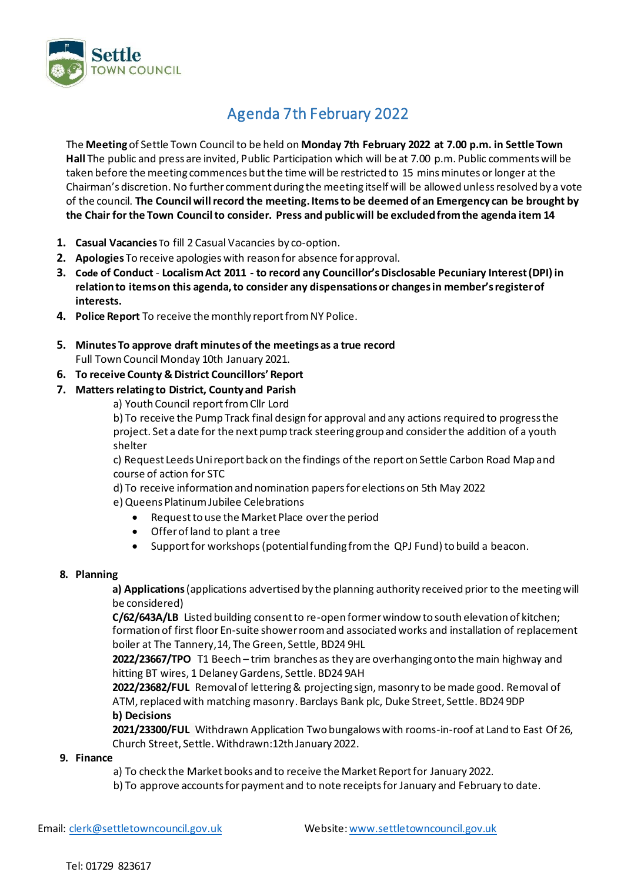Settle TOWN COUNCIL

# Agenda 7th February 2022

The **Meeting** of Settle Town Council to be held on **Monday 7th February 2022 at 7.00 p.m. in Settle Town Hall** The public and press are invited, Public Participation which will be at 7.00 p.m. Public comments will be taken before the meeting commences but the time will be restricted to 15 mins minutes or longer at the Chairman's discretion. No further comment during the meeting itself will be allowed unless resolved by a vote of the council. **The Council will record the meeting. Items to be deemed of an Emergency can be brought by the Chair for the Town Council to consider. Press and public will be excluded from the agenda item 14**

1. **Casual Vacancies** To fill 2 Casual Vacancies by co-option.
2. **Apologies** To receive apologies with reason for absence for approval.
3. **Code of Conduct - Localism Act 2011 - to record any Councillor's Disclosable Pecuniary Interest (DPI) in relation to items on this agenda, to consider any dispensations or changes in member's register of interests.**
4. **Police Report** To receive the monthly report from NY Police.
5. **Minutes To approve draft minutes of the meetings as a true record**
   Full Town Council Monday 10th January 2021.
6. **To receive County & District Councillors' Report**
7. **Matters relating to District, County and Parish**
   a) Youth Council report from Cllr Lord
   b) To receive the Pump Track final design for approval and any actions required to progress the project. Set a date for the next pump track steering group and consider the addition of a youth shelter
   c) Request Leeds Uni report back on the findings of the report on Settle Carbon Road Map and course of action for STC
   d) To receive information and nomination papers for elections on 5th May 2022
   e) Queens Platinum Jubilee Celebrations
   - Request to use the Market Place over the period
   - Offer of land to plant a tree
   - Support for workshops (potential funding from the QPJ Fund) to build a beacon.
8. **Planning**
   **a) Applications** (applications advertised by the planning authority received prior to the meeting will be considered)
   **C/62/643A/LB** Listed building consent to re-open former window to south elevation of kitchen; formation of first floor En-suite shower room and associated works and installation of replacement boiler at The Tannery, 14, The Green, Settle, BD24 9HL
   **2022/23667/TPO** T1 Beech – trim branches as they are overhanging onto the main highway and hitting BT wires, 1 Delaney Gardens, Settle. BD24 9AH
   **2022/23682/FUL** Removal of lettering & projecting sign, masonry to be made good. Removal of ATM, replaced with matching masonry. Barclays Bank plc, Duke Street, Settle. BD24 9DP
   **b) Decisions**
   **2021/23300/FUL** Withdrawn Application Two bungalows with rooms-in-roof at Land to East Of 26, Church Street, Settle. Withdrawn:12th January 2022.
9. **Finance**
   a) To check the Market books and to receive the Market Report for January 2022.
   b) To approve accounts for payment and to note receipts for January and February to date.

Email: clerk@settletowncouncil.gov.uk Website: www.settletowncouncil.gov.uk

Tel: 01729 823617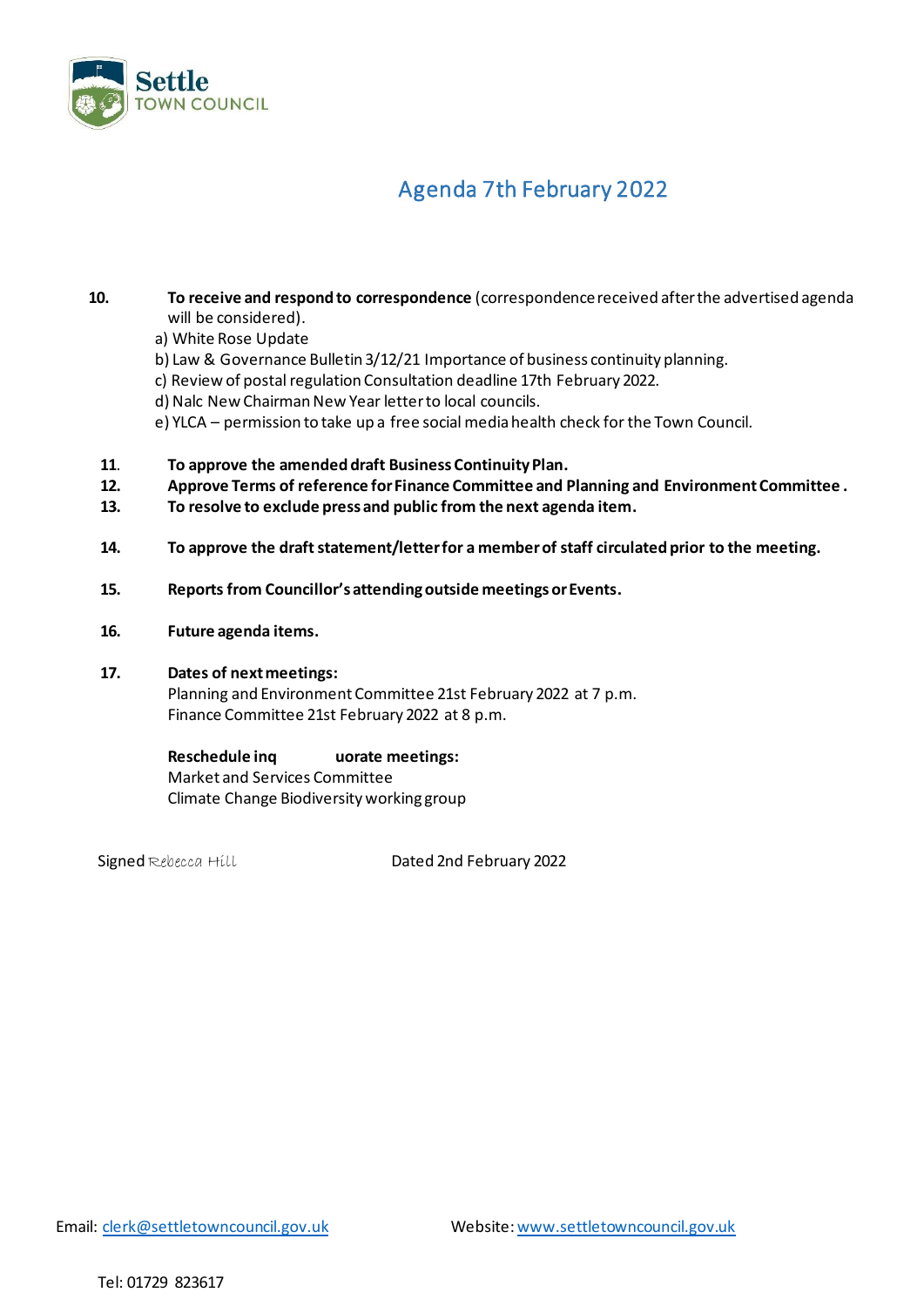Settle
TOWN COUNCIL

# Agenda 7th February 2022

**10.** **To receive and respond to correspondence** (correspondence received after the advertised agenda will be considered).

a) White Rose Update
b) Law & Governance Bulletin 3/12/21 Importance of business continuity planning.
c) Review of postal regulation Consultation deadline 17th February 2022.
d) Nalc New Chairman New Year letter to local councils.
e) YLCA – permission to take up a free social media health check for the Town Council.

**11.** **To approve the amended draft Business Continuity Plan.**

**12.** **Approve Terms of reference for Finance Committee and Planning and Environment Committee .**

**13.** **To resolve to exclude press and public from the next agenda item.**

**14.** **To approve the draft statement/letter for a member of staff circulated prior to the meeting.**

**15.** **Reports from Councillor's attending outside meetings or Events.**

**16.** **Future agenda items.**

**17.** **Dates of next meetings:**

Planning and Environment Committee 21st February 2022 at 7 p.m.
Finance Committee 21st February 2022 at 8 p.m.

**Reschedule inq uorate meetings:**

Market and Services Committee
Climate Change Biodiversity working group

Signed *Rebecca Hill*                Dated 2nd February 2022

Email: clerk@settletowncouncil.gov.uk                Website: www.settletowncouncil.gov.uk

Tel: 01729 823617